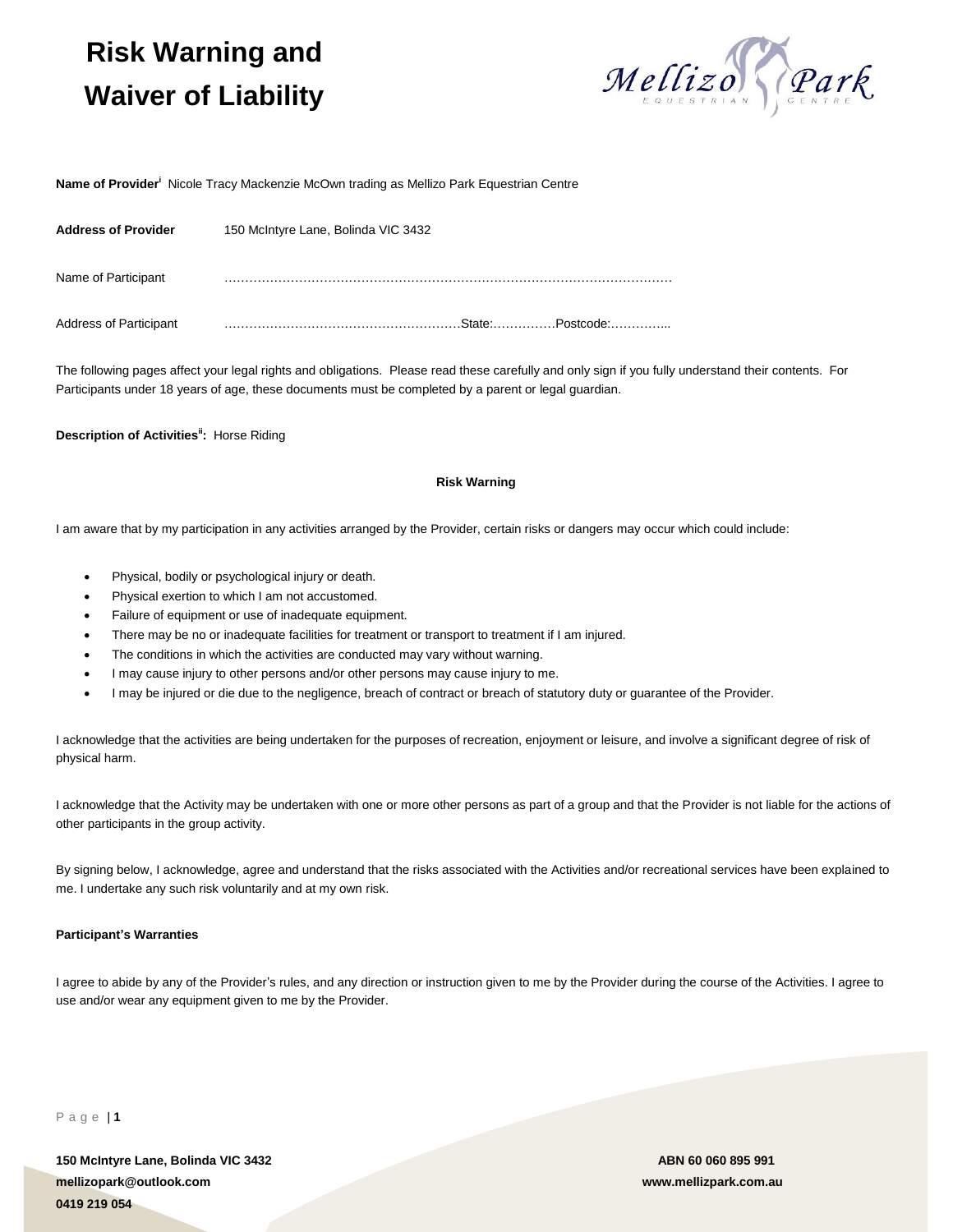# Risk Warning and Waiver of Liability

**Name of Provider**[i] Nicole Tracy Mackenzie McOwn trading as Mellizo Park Equestrian Centre

**Address of Provider** 150 McIntyre Lane, Bolinda VIC 3432

Name of Participant ……………………………………………………………………………………………

Address of Participant …………………………………………………State:……………Postcode:…………...

The following pages affect your legal rights and obligations. Please read these carefully and only sign if you fully understand their contents. For Participants under 18 years of age, these documents must be completed by a parent or legal guardian.

**Description of Activities**[ii]**:** Horse Riding

**Risk Warning**

I am aware that by my participation in any activities arranged by the Provider, certain risks or dangers may occur which could include:

- Physical, bodily or psychological injury or death.
- Physical exertion to which I am not accustomed.
- Failure of equipment or use of inadequate equipment.
- There may be no or inadequate facilities for treatment or transport to treatment if I am injured.
- The conditions in which the activities are conducted may vary without warning.
- I may cause injury to other persons and/or other persons may cause injury to me.
- I may be injured or die due to the negligence, breach of contract or breach of statutory duty or guarantee of the Provider.

I acknowledge that the activities are being undertaken for the purposes of recreation, enjoyment or leisure, and involve a significant degree of risk of physical harm.

I acknowledge that the Activity may be undertaken with one or more other persons as part of a group and that the Provider is not liable for the actions of other participants in the group activity.

By signing below, I acknowledge, agree and understand that the risks associated with the Activities and/or recreational services have been explained to me. I undertake any such risk voluntarily and at my own risk.

**Participant's Warranties**

I agree to abide by any of the Provider's rules, and any direction or instruction given to me by the Provider during the course of the Activities. I agree to use and/or wear any equipment given to me by the Provider.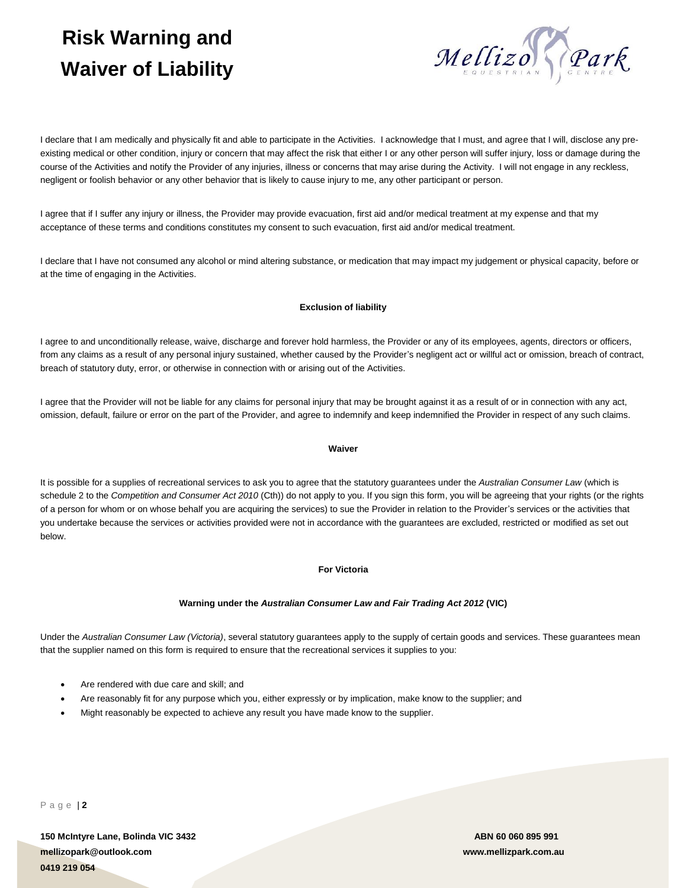# Risk Warning and Waiver of Liability

I declare that I am medically and physically fit and able to participate in the Activities. I acknowledge that I must, and agree that I will, disclose any pre-existing medical or other condition, injury or concern that may affect the risk that either I or any other person will suffer injury, loss or damage during the course of the Activities and notify the Provider of any injuries, illness or concerns that may arise during the Activity. I will not engage in any reckless, negligent or foolish behavior or any other behavior that is likely to cause injury to me, any other participant or person.

I agree that if I suffer any injury or illness, the Provider may provide evacuation, first aid and/or medical treatment at my expense and that my acceptance of these terms and conditions constitutes my consent to such evacuation, first aid and/or medical treatment.

I declare that I have not consumed any alcohol or mind altering substance, or medication that may impact my judgement or physical capacity, before or at the time of engaging in the Activities.

**Exclusion of liability**

I agree to and unconditionally release, waive, discharge and forever hold harmless, the Provider or any of its employees, agents, directors or officers, from any claims as a result of any personal injury sustained, whether caused by the Provider's negligent act or willful act or omission, breach of contract, breach of statutory duty, error, or otherwise in connection with or arising out of the Activities.

I agree that the Provider will not be liable for any claims for personal injury that may be brought against it as a result of or in connection with any act, omission, default, failure or error on the part of the Provider, and agree to indemnify and keep indemnified the Provider in respect of any such claims.

**Waiver**

It is possible for a supplies of recreational services to ask you to agree that the statutory guarantees under the *Australian Consumer Law* (which is schedule 2 to the *Competition and Consumer Act 2010* (Cth)) do not apply to you. If you sign this form, you will be agreeing that your rights (or the rights of a person for whom or on whose behalf you are acquiring the services) to sue the Provider in relation to the Provider's services or the activities that you undertake because the services or activities provided were not in accordance with the guarantees are excluded, restricted or modified as set out below.

**For Victoria**

**Warning under the *Australian Consumer Law and Fair Trading Act 2012* (VIC)**

Under the *Australian Consumer Law (Victoria)*, several statutory guarantees apply to the supply of certain goods and services. These guarantees mean that the supplier named on this form is required to ensure that the recreational services it supplies to you:

- Are rendered with due care and skill; and
- Are reasonably fit for any purpose which you, either expressly or by implication, make know to the supplier; and
- Might reasonably be expected to achieve any result you have made know to the supplier.

**150 McIntyre Lane, Bolinda VIC 3432**
**mellizopark@outlook.com**
**0419 219 054**

**ABN 60 060 895 991**
**www.mellizpark.com.au**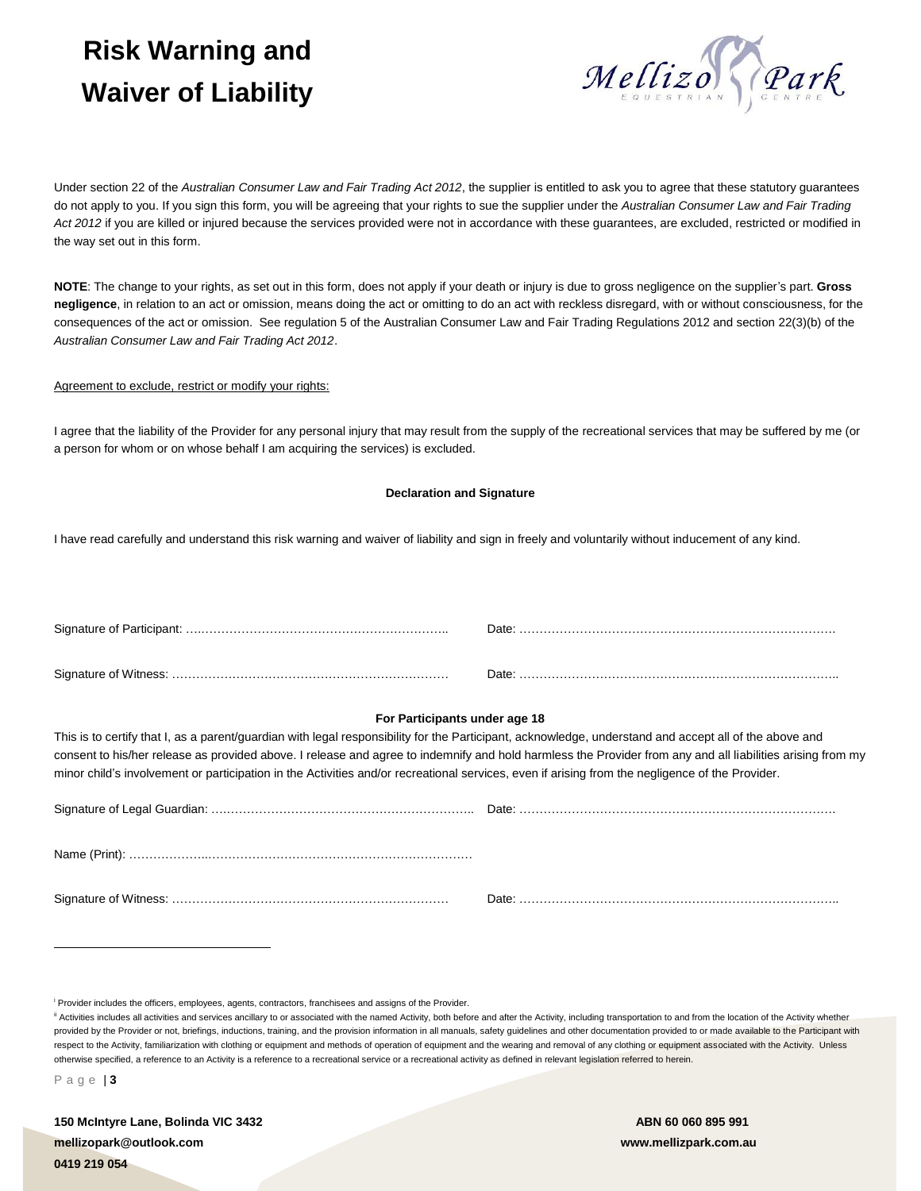# Risk Warning and Waiver of Liability

Under section 22 of the *Australian Consumer Law and Fair Trading Act 2012*, the supplier is entitled to ask you to agree that these statutory guarantees do not apply to you. If you sign this form, you will be agreeing that your rights to sue the supplier under the *Australian Consumer Law and Fair Trading Act 2012* if you are killed or injured because the services provided were not in accordance with these guarantees, are excluded, restricted or modified in the way set out in this form.

**NOTE**: The change to your rights, as set out in this form, does not apply if your death or injury is due to gross negligence on the supplier's part. **Gross negligence**, in relation to an act or omission, means doing the act or omitting to do an act with reckless disregard, with or without consciousness, for the consequences of the act or omission. See regulation 5 of the Australian Consumer Law and Fair Trading Regulations 2012 and section 22(3)(b) of the *Australian Consumer Law and Fair Trading Act 2012*.

<u>Agreement to exclude, restrict or modify your rights:</u>

I agree that the liability of the Provider for any personal injury that may result from the supply of the recreational services that may be suffered by me (or a person for whom or on whose behalf I am acquiring the services) is excluded.

**Declaration and Signature**

I have read carefully and understand this risk warning and waiver of liability and sign in freely and voluntarily without inducement of any kind.

Signature of Participant: ………………………………………………………….. Date: ……………………………………………………………………….

Signature of Witness: …………………………………………………………… Date: ………………………………………………………………………..

**For Participants under age 18**

This is to certify that I, as a parent/guardian with legal responsibility for the Participant, acknowledge, understand and accept all of the above and consent to his/her release as provided above. I release and agree to indemnify and hold harmless the Provider from any and all liabilities arising from my minor child's involvement or participation in the Activities and/or recreational services, even if arising from the negligence of the Provider.

Signature of Legal Guardian: ………………………………………………………….. Date: ……………………………………………………………………….

Name (Print): ………………..……………………………………………………….

Signature of Witness: …………………………………………………………… Date: ………………………………………………………………………..

---

[i] Provider includes the officers, employees, agents, contractors, franchisees and assigns of the Provider.

[ii] Activities includes all activities and services ancillary to or associated with the named Activity, both before and after the Activity, including transportation to and from the location of the Activity whether provided by the Provider or not, briefings, inductions, training, and the provision information in all manuals, safety guidelines and other documentation provided to or made available to the Participant with respect to the Activity, familiarization with clothing or equipment and methods of operation of equipment and the wearing and removal of any clothing or equipment associated with the Activity. Unless otherwise specified, a reference to an Activity is a reference to a recreational service or a recreational activity as defined in relevant legislation referred to herein.

**150 McIntyre Lane, Bolinda VIC 3432**
**mellizopark@outlook.com**
**0419 219 054**

**ABN 60 060 895 991**
**www.mellizpark.com.au**